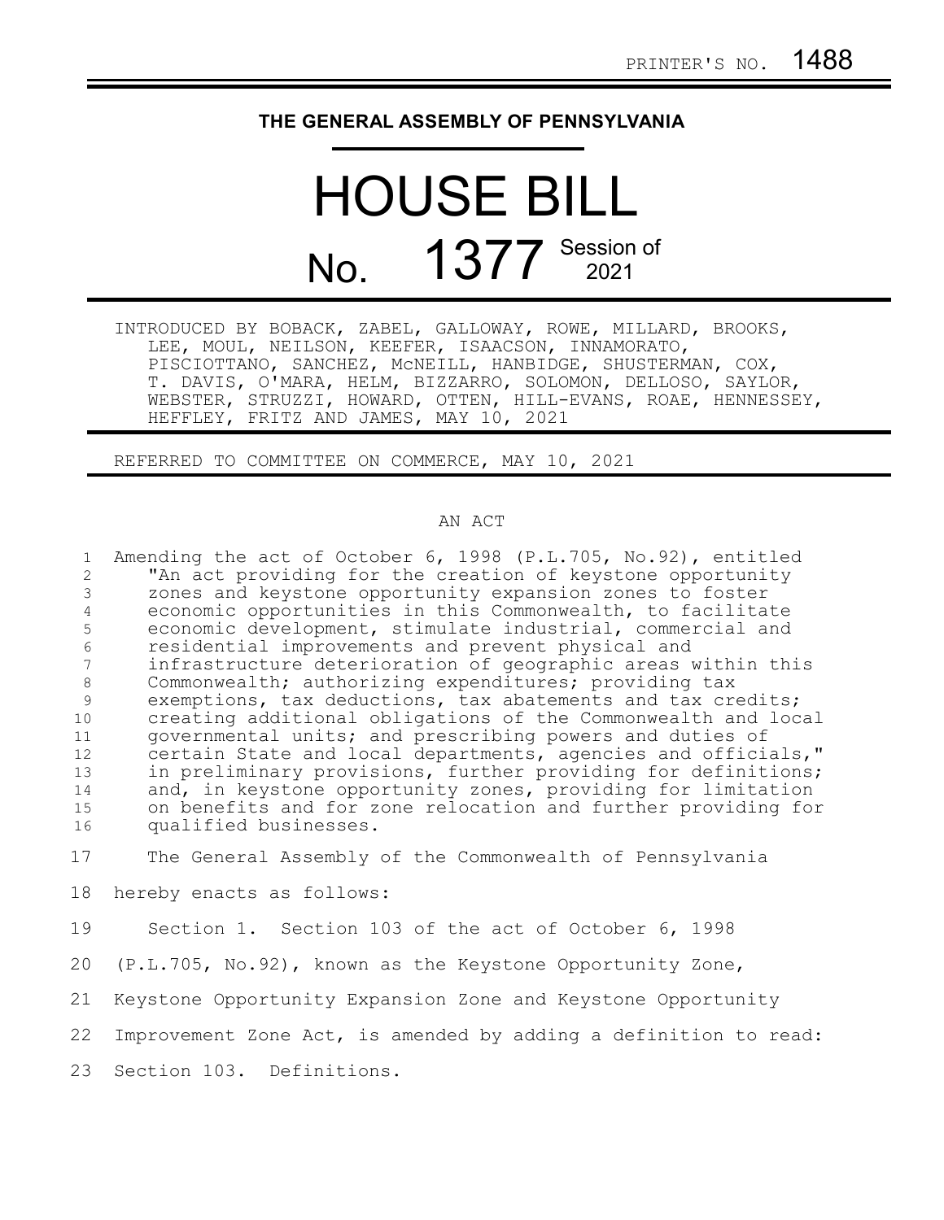PRINTER'S NO. 1488

## THE GENERAL ASSEMBLY OF PENNSYLVANIA

# HOUSE BILL No. 1377 Session of 2021

INTRODUCED BY BOBACK, ZABEL, GALLOWAY, ROWE, MILLARD, BROOKS, LEE, MOUL, NEILSON, KEEFER, ISAACSON, INNAMORATO, PISCIOTTANO, SANCHEZ, McNEILL, HANBIDGE, SHUSTERMAN, COX, T. DAVIS, O'MARA, HELM, BIZZARRO, SOLOMON, DELLOSO, SAYLOR, WEBSTER, STRUZZI, HOWARD, OTTEN, HILL-EVANS, ROAE, HENNESSEY, HEFFLEY, FRITZ AND JAMES, MAY 10, 2021

REFERRED TO COMMITTEE ON COMMERCE, MAY 10, 2021

AN ACT

1 Amending the act of October 6, 1998 (P.L.705, No.92), entitled
2 "An act providing for the creation of keystone opportunity
3 zones and keystone opportunity expansion zones to foster
4 economic opportunities in this Commonwealth, to facilitate
5 economic development, stimulate industrial, commercial and
6 residential improvements and prevent physical and
7 infrastructure deterioration of geographic areas within this
8 Commonwealth; authorizing expenditures; providing tax
9 exemptions, tax deductions, tax abatements and tax credits;
10 creating additional obligations of the Commonwealth and local
11 governmental units; and prescribing powers and duties of
12 certain State and local departments, agencies and officials,"
13 in preliminary provisions, further providing for definitions;
14 and, in keystone opportunity zones, providing for limitation
15 on benefits and for zone relocation and further providing for
16 qualified businesses.

17 The General Assembly of the Commonwealth of Pennsylvania
18 hereby enacts as follows:

19 Section 1. Section 103 of the act of October 6, 1998
20 (P.L.705, No.92), known as the Keystone Opportunity Zone,
21 Keystone Opportunity Expansion Zone and Keystone Opportunity
22 Improvement Zone Act, is amended by adding a definition to read:

23 Section 103. Definitions.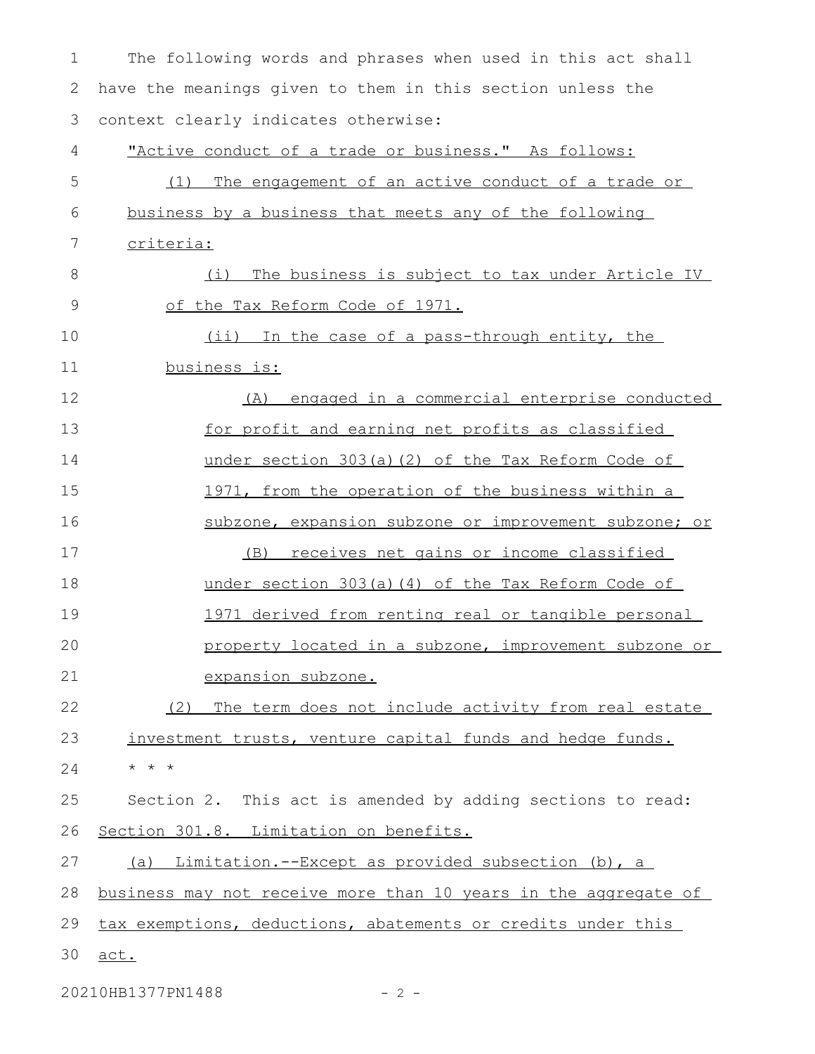The following words and phrases when used in this act shall have the meanings given to them in this section unless the context clearly indicates otherwise:

"Active conduct of a trade or business." As follows:

(1) The engagement of an active conduct of a trade or business by a business that meets any of the following criteria:

(i) The business is subject to tax under Article IV of the Tax Reform Code of 1971.

(ii) In the case of a pass-through entity, the business is:

(A) engaged in a commercial enterprise conducted for profit and earning net profits as classified under section 303(a)(2) of the Tax Reform Code of 1971, from the operation of the business within a subzone, expansion subzone or improvement subzone; or

(B) receives net gains or income classified under section 303(a)(4) of the Tax Reform Code of 1971 derived from renting real or tangible personal property located in a subzone, improvement subzone or expansion subzone.

(2) The term does not include activity from real estate investment trusts, venture capital funds and hedge funds.

\* \* \*

Section 2. This act is amended by adding sections to read:

Section 301.8. Limitation on benefits.

(a) Limitation.--Except as provided subsection (b), a business may not receive more than 10 years in the aggregate of tax exemptions, deductions, abatements or credits under this act.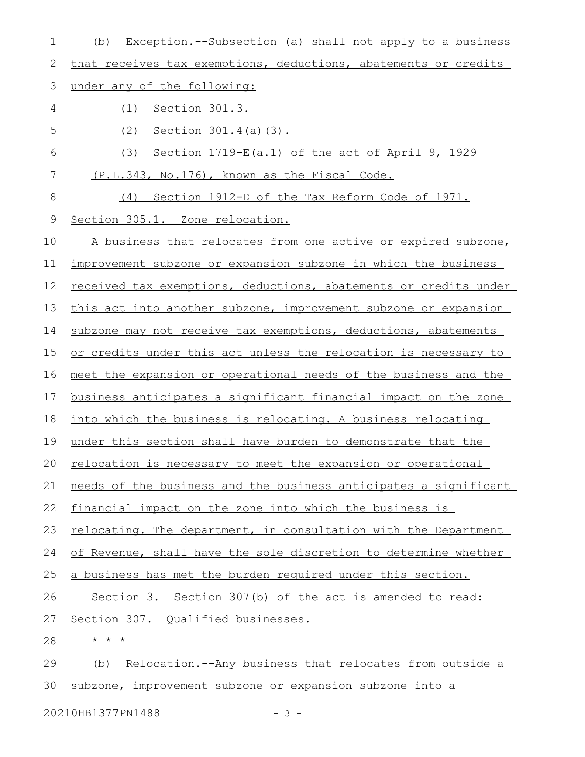(b) Exception.--Subsection (a) shall not apply to a business that receives tax exemptions, deductions, abatements or credits under any of the following:

(1) Section 301.3.

(2) Section 301.4(a)(3).

(3) Section 1719-E(a.1) of the act of April 9, 1929 (P.L.343, No.176), known as the Fiscal Code.

(4) Section 1912-D of the Tax Reform Code of 1971.

Section 305.1. Zone relocation.

A business that relocates from one active or expired subzone, improvement subzone or expansion subzone in which the business received tax exemptions, deductions, abatements or credits under this act into another subzone, improvement subzone or expansion subzone may not receive tax exemptions, deductions, abatements or credits under this act unless the relocation is necessary to meet the expansion or operational needs of the business and the business anticipates a significant financial impact on the zone into which the business is relocating. A business relocating under this section shall have burden to demonstrate that the relocation is necessary to meet the expansion or operational needs of the business and the business anticipates a significant financial impact on the zone into which the business is relocating. The department, in consultation with the Department of Revenue, shall have the sole discretion to determine whether a business has met the burden required under this section.

Section 3. Section 307(b) of the act is amended to read:

Section 307. Qualified businesses.

* * *

(b) Relocation.--Any business that relocates from outside a subzone, improvement subzone or expansion subzone into a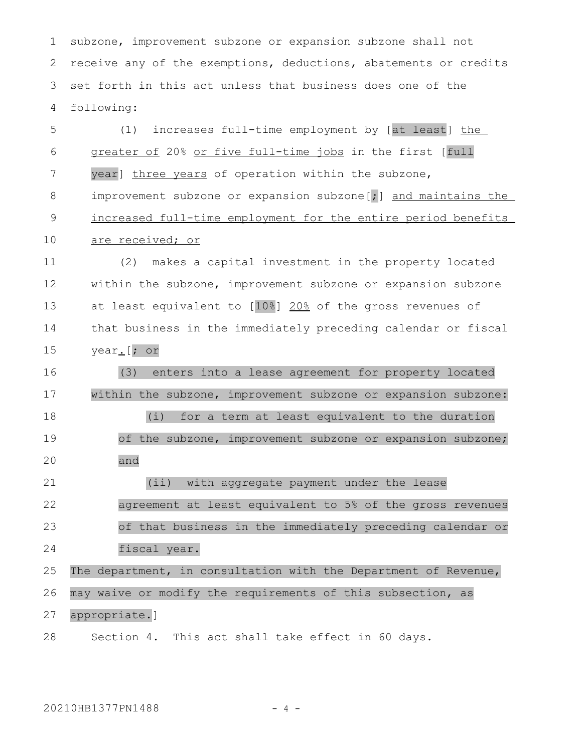subzone, improvement subzone or expansion subzone shall not receive any of the exemptions, deductions, abatements or credits set forth in this act unless that business does one of the following:

(1) increases full-time employment by [at least] the greater of 20% or five full-time jobs in the first [full year] three years of operation within the subzone, improvement subzone or expansion subzone[;] and maintains the increased full-time employment for the entire period benefits are received; or

(2) makes a capital investment in the property located within the subzone, improvement subzone or expansion subzone at least equivalent to [10%] 20% of the gross revenues of that business in the immediately preceding calendar or fiscal year.[; or

(3) enters into a lease agreement for property located within the subzone, improvement subzone or expansion subzone:

(i) for a term at least equivalent to the duration of the subzone, improvement subzone or expansion subzone; and

(ii) with aggregate payment under the lease agreement at least equivalent to 5% of the gross revenues of that business in the immediately preceding calendar or fiscal year.

The department, in consultation with the Department of Revenue, may waive or modify the requirements of this subsection, as appropriate.]

Section 4. This act shall take effect in 60 days.